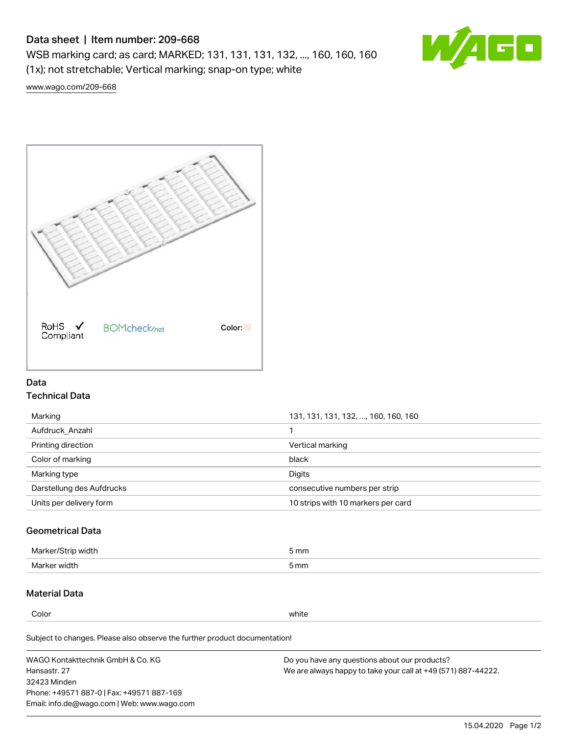# Data sheet | Item number: 209-668

WSB marking card; as card; MARKED; 131, 131, 131, 132, ..., 160, 160, 160 (1x); not stretchable; Vertical marking; snap-on type; white

www.wago.com/209-668

RoHS Compliant BOMcheck.net Color:

## Data

### Technical Data

| | |
|---|---|
| Marking | 131, 131, 131, 132, ..., 160, 160, 160 |
| Aufdruck_Anzahl | 1 |
| Printing direction | Vertical marking |
| Color of marking | black |
| Marking type | Digits |
| Darstellung des Aufdrucks | consecutive numbers per strip |
| Units per delivery form | 10 strips with 10 markers per card |

### Geometrical Data

| | |
|---|---|
| Marker/Strip width | 5 mm |
| Marker width | 5 mm |

### Material Data

| | |
|---|---|
| Color | white |

Subject to changes. Please also observe the further product documentation!

WAGO Kontakttechnik GmbH & Co. KG
Hansastr. 27
32423 Minden
Phone: +49571 887-0 | Fax: +49571 887-169
Email: info.de@wago.com | Web: www.wago.com

Do you have any questions about our products?
We are always happy to take your call at +49 (571) 887-44222.

15.04.2020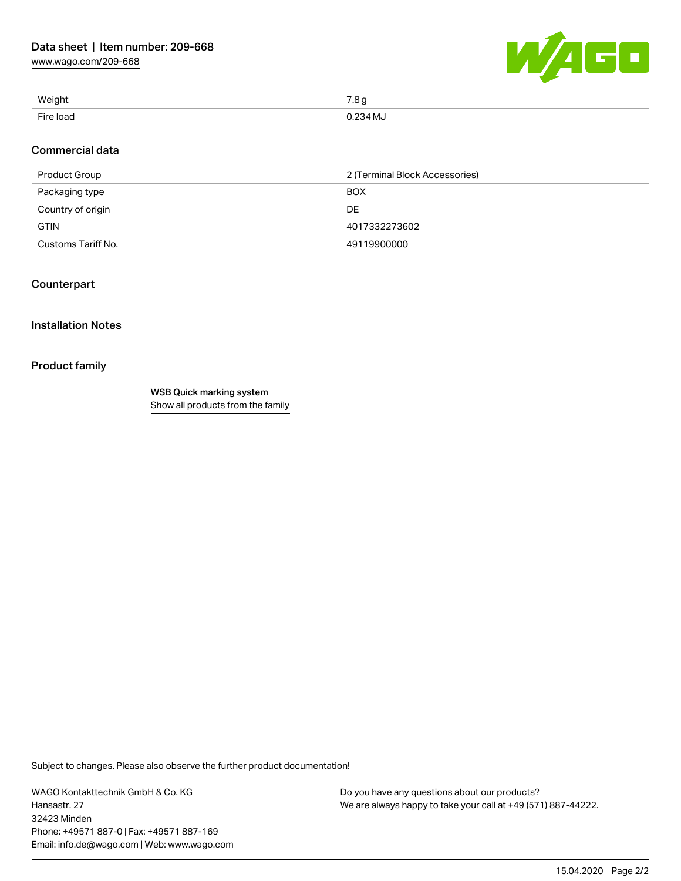| | |
|---|---|
| Weight | 7.8 g |
| Fire load | 0.234 MJ |

## Commercial data

| | |
|---|---|
| Product Group | 2 (Terminal Block Accessories) |
| Packaging type | BOX |
| Country of origin | DE |
| GTIN | 4017332273602 |
| Customs Tariff No. | 49119900000 |

## Counterpart

## Installation Notes

## Product family

**WSB Quick marking system**
Show all products from the family

Subject to changes. Please also observe the further product documentation!

WAGO Kontakttechnik GmbH & Co. KG
Hansastr. 27
32423 Minden
Phone: +49571 887-0 | Fax: +49571 887-169
Email: info.de@wago.com | Web: www.wago.com

Do you have any questions about our products?
We are always happy to take your call at +49 (571) 887-44222.